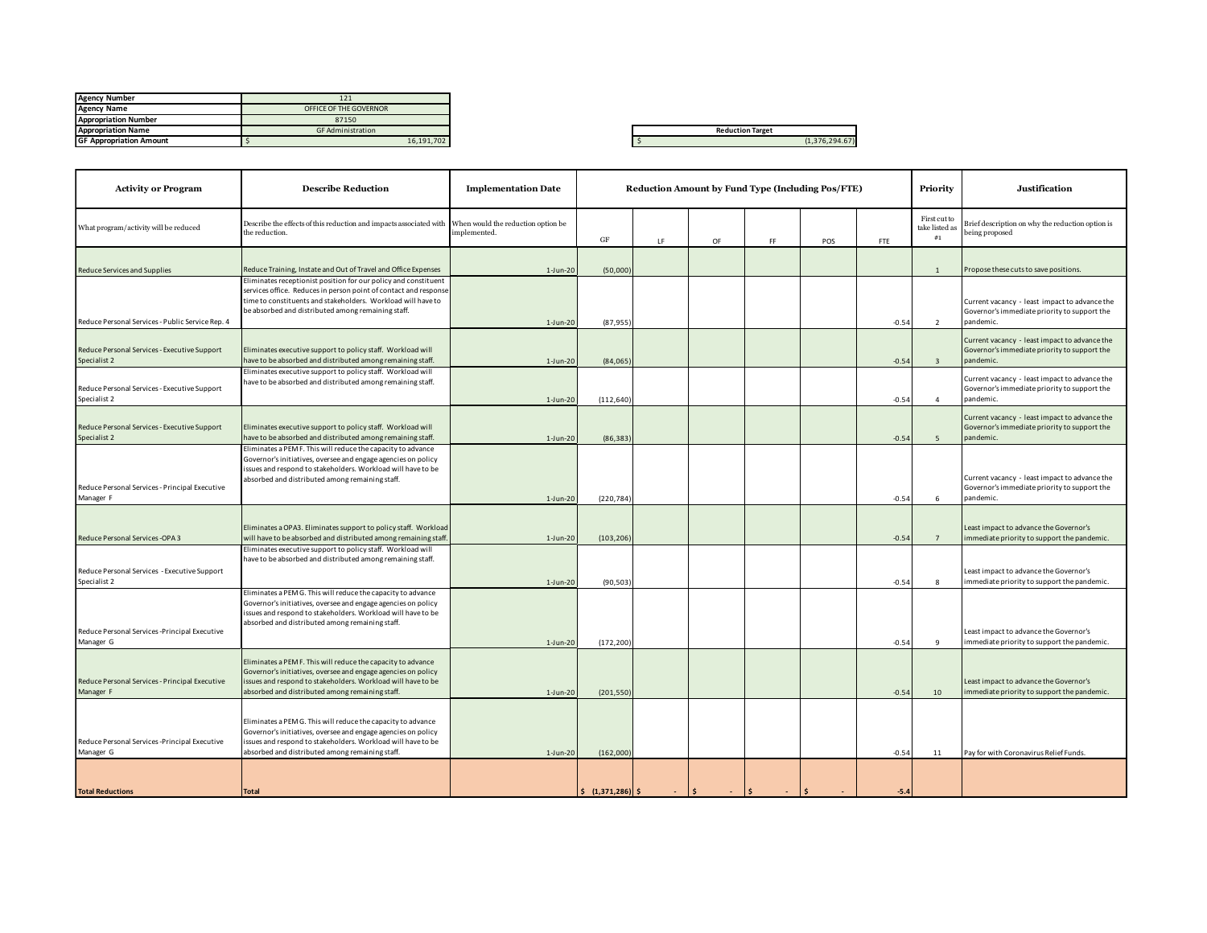| | |
|---|---|
| **Agency Number** | 121 |
| **Agency Name** | OFFICE OF THE GOVERNOR |
| **Appropriation Number** | 87150 |
| **Appropriation Name** | GF Administration |
| **GF Appropriation Amount** | $ 16,191,702 |

| **Reduction Target** |
|---|
| $ (1,376,294.67) |

| Activity or Program | Describe Reduction | Implementation Date | Reduction Amount by Fund Type (Including Pos/FTE) | | | | | | Priority | Justification |
|---|---|---|---|---|---|---|---|---|---|---|
| What program/activity will be reduced | Describe the effects of this reduction and impacts associated with the reduction. | When would the reduction option be implemented. | GF | LF | OF | FF | POS | FTE | First cut to take listed as #1 | Brief description on why the reduction option is being proposed |
| Reduce Services and Supplies | Reduce Training, Instate and Out of Travel and Office Expenses | 1-Jun-20 | (50,000) | | | | | | 1 | Propose these cuts to save positions. |
| Reduce Personal Services - Public Service Rep. 4 | Eliminates receptionist position for our policy and constituent services office. Reduces in person point of contact and response time to constituents and stakeholders. Workload will have to be absorbed and distributed among remaining staff. | 1-Jun-20 | (87,955) | | | | | -0.54 | 2 | Current vacancy - least impact to advance the Governor's immediate priority to support the pandemic. |
| Reduce Personal Services - Executive Support Specialist 2 | Eliminates executive support to policy staff. Workload will have to be absorbed and distributed among remaining staff. | 1-Jun-20 | (84,065) | | | | | -0.54 | 3 | Current vacancy - least impact to advance the Governor's immediate priority to support the pandemic. |
| Reduce Personal Services - Executive Support Specialist 2 | Eliminates executive support to policy staff. Workload will have to be absorbed and distributed among remaining staff. | 1-Jun-20 | (112,640) | | | | | -0.54 | 4 | Current vacancy - least impact to advance the Governor's immediate priority to support the pandemic. |
| Reduce Personal Services - Executive Support Specialist 2 | Eliminates executive support to policy staff. Workload will have to be absorbed and distributed among remaining staff. | 1-Jun-20 | (86,383) | | | | | -0.54 | 5 | Current vacancy - least impact to advance the Governor's immediate priority to support the pandemic. |
| Reduce Personal Services - Principal Executive Manager F | Eliminates a PEM F. This will reduce the capacity to advance Governor's initiatives, oversee and engage agencies on policy issues and respond to stakeholders. Workload will have to be absorbed and distributed among remaining staff. | 1-Jun-20 | (220,784) | | | | | -0.54 | 6 | Current vacancy - least impact to advance the Governor's immediate priority to support the pandemic. |
| Reduce Personal Services -OPA 3 | Eliminates a OPA3. Eliminates support to policy staff. Workload will have to be absorbed and distributed among remaining staff. | 1-Jun-20 | (103,206) | | | | | -0.54 | 7 | Least impact to advance the Governor's immediate priority to support the pandemic. |
| Reduce Personal Services - Executive Support Specialist 2 | Eliminates executive support to policy staff. Workload will have to be absorbed and distributed among remaining staff. | 1-Jun-20 | (90,503) | | | | | -0.54 | 8 | Least impact to advance the Governor's immediate priority to support the pandemic. |
| Reduce Personal Services -Principal Executive Manager G | Eliminates a PEM G. This will reduce the capacity to advance Governor's initiatives, oversee and engage agencies on policy issues and respond to stakeholders. Workload will have to be absorbed and distributed among remaining staff. | 1-Jun-20 | (172,200) | | | | | -0.54 | 9 | Least impact to advance the Governor's immediate priority to support the pandemic. |
| Reduce Personal Services - Principal Executive Manager F | Eliminates a PEM F. This will reduce the capacity to advance Governor's initiatives, oversee and engage agencies on policy issues and respond to stakeholders. Workload will have to be absorbed and distributed among remaining staff. | 1-Jun-20 | (201,550) | | | | | -0.54 | 10 | Least impact to advance the Governor's immediate priority to support the pandemic. |
| Reduce Personal Services -Principal Executive Manager G | Eliminates a PEM G. This will reduce the capacity to advance Governor's initiatives, oversee and engage agencies on policy issues and respond to stakeholders. Workload will have to be absorbed and distributed among remaining staff. | 1-Jun-20 | (162,000) | | | | | -0.54 | 11 | Pay for with Coronavirus Relief Funds. |
| **Total Reductions** | **Total** | | **$ (1,371,286)** | **$ -** | **$ -** | **$ -** | **$ -** | **-5.4** | | |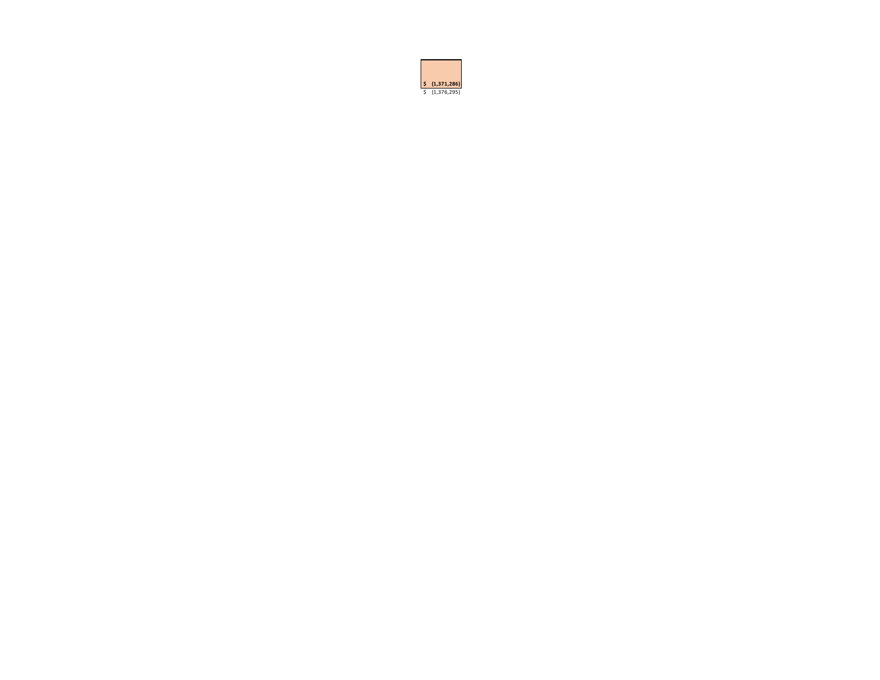| |
|---|
| **$ (1,371,286)** |
| $ (1,376,295) |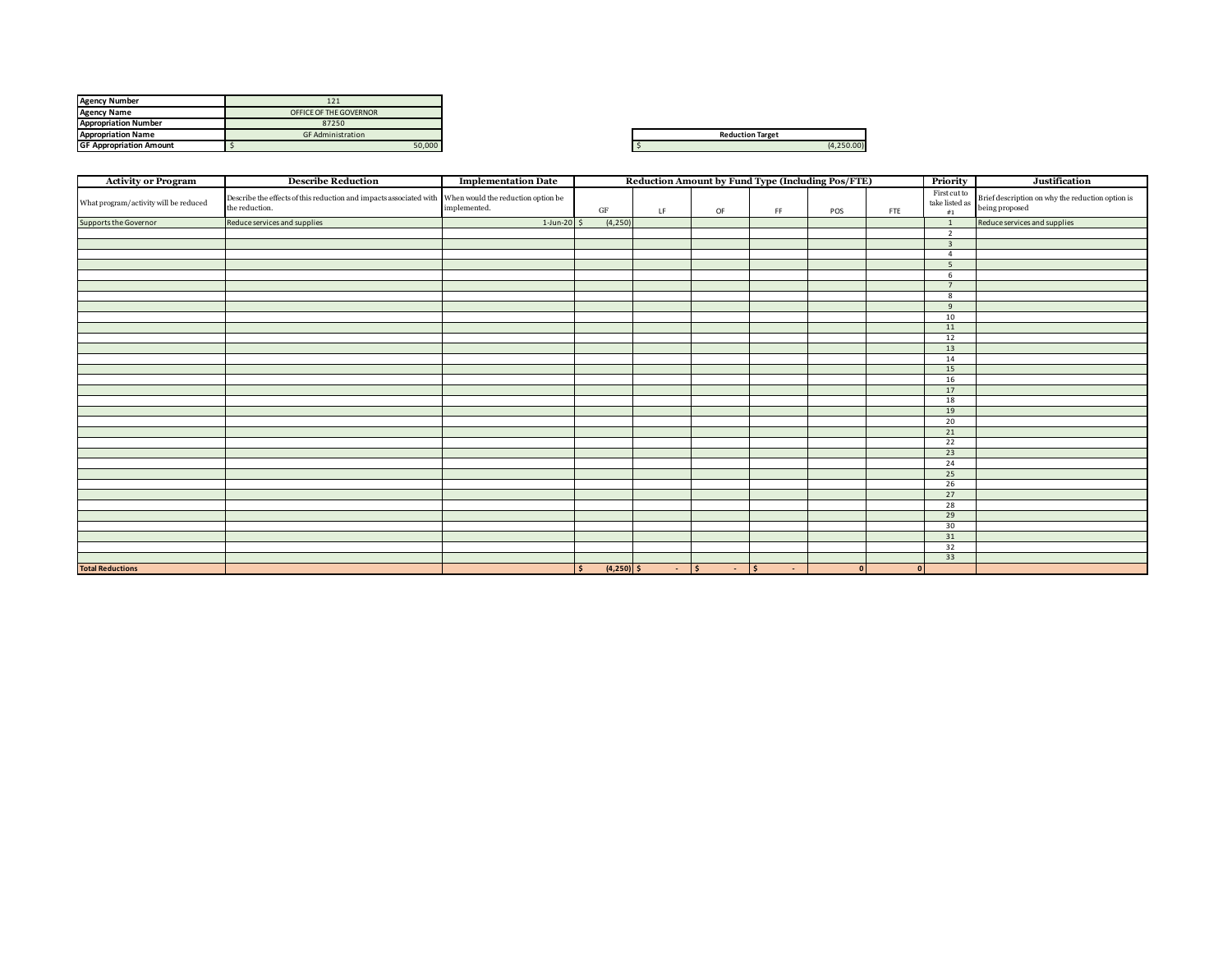| | |
|---|---|
| **Agency Number** | 121 |
| **Agency Name** | OFFICE OF THE GOVERNOR |
| **Appropriation Number** | 87250 |
| **Appropriation Name** | GF Administration |
| **GF Appropriation Amount** | $ 50,000 |

| Reduction Target |
|---|
| $ (4,250.00) |

| Activity or Program | Describe Reduction | Implementation Date | Reduction Amount by Fund Type (Including Pos/FTE) | | | | | | Priority | Justification |
|---|---|---|---|---|---|---|---|---|---|---|
| What program/activity will be reduced | Describe the effects of this reduction and impacts associated with the reduction. | When would the reduction option be implemented. | GF | LF | OF | FF | POS | FTE | First cut to take listed as #1 | Brief description on why the reduction option is being proposed |
| Supports the Governor | Reduce services and supplies | 1-Jun-20 | $ (4,250) | | | | | | 1 | Reduce services and supplies |
| | | | | | | | | | 2 | |
| | | | | | | | | | 3 | |
| | | | | | | | | | 4 | |
| | | | | | | | | | 5 | |
| | | | | | | | | | 6 | |
| | | | | | | | | | 7 | |
| | | | | | | | | | 8 | |
| | | | | | | | | | 9 | |
| | | | | | | | | | 10 | |
| | | | | | | | | | 11 | |
| | | | | | | | | | 12 | |
| | | | | | | | | | 13 | |
| | | | | | | | | | 14 | |
| | | | | | | | | | 15 | |
| | | | | | | | | | 16 | |
| | | | | | | | | | 17 | |
| | | | | | | | | | 18 | |
| | | | | | | | | | 19 | |
| | | | | | | | | | 20 | |
| | | | | | | | | | 21 | |
| | | | | | | | | | 22 | |
| | | | | | | | | | 23 | |
| | | | | | | | | | 24 | |
| | | | | | | | | | 25 | |
| | | | | | | | | | 26 | |
| | | | | | | | | | 27 | |
| | | | | | | | | | 28 | |
| | | | | | | | | | 29 | |
| | | | | | | | | | 30 | |
| | | | | | | | | | 31 | |
| | | | | | | | | | 32 | |
| | | | | | | | | | 33 | |
| **Total Reductions** | | | **$ (4,250)** | **$ -** | **$ -** | **$ -** | **0** | **0** | | |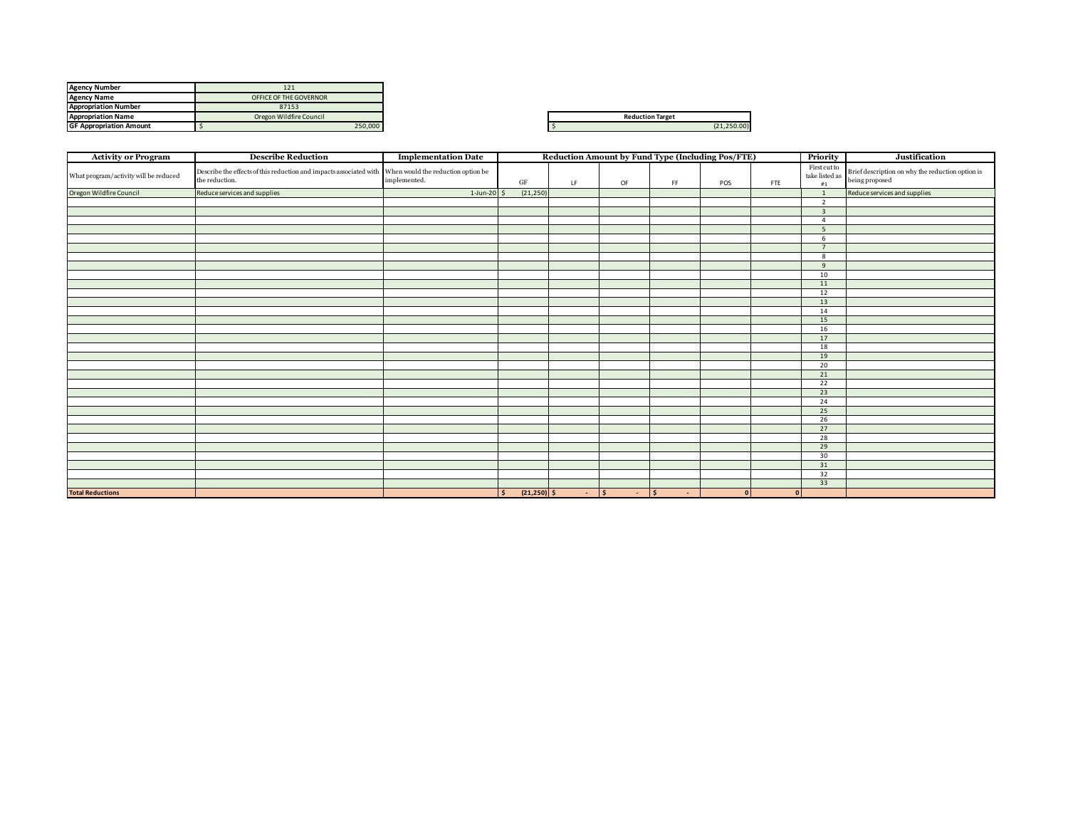| | |
|---|---|
| **Agency Number** | 121 |
| **Agency Name** | OFFICE OF THE GOVERNOR |
| **Appropriation Number** | 87153 |
| **Appropriation Name** | Oregon Wildfire Council |
| **GF Appropriation Amount** | $ 250,000 |

| **Reduction Target** |
|---|
| $ (21,250.00) |

| **Activity or Program** | **Describe Reduction** | **Implementation Date** | **Reduction Amount by Fund Type (Including Pos/FTE)** | | | | | | **Priority** | **Justification** |
|---|---|---|---|---|---|---|---|---|---|---|
| What program/activity will be reduced | Describe the effects of this reduction and impacts associated with the reduction. | When would the reduction option be implemented. | GF | LF | OF | FF | POS | FTE | First cut to take listed as #1 | Brief description on why the reduction option is being proposed |
| Oregon Wildfire Council | Reduce services and supplies | 1-Jun-20 | $ (21,250) | | | | | | 1 | Reduce services and supplies |
| | | | | | | | | | 2 | |
| | | | | | | | | | 3 | |
| | | | | | | | | | 4 | |
| | | | | | | | | | 5 | |
| | | | | | | | | | 6 | |
| | | | | | | | | | 7 | |
| | | | | | | | | | 8 | |
| | | | | | | | | | 9 | |
| | | | | | | | | | 10 | |
| | | | | | | | | | 11 | |
| | | | | | | | | | 12 | |
| | | | | | | | | | 13 | |
| | | | | | | | | | 14 | |
| | | | | | | | | | 15 | |
| | | | | | | | | | 16 | |
| | | | | | | | | | 17 | |
| | | | | | | | | | 18 | |
| | | | | | | | | | 19 | |
| | | | | | | | | | 20 | |
| | | | | | | | | | 21 | |
| | | | | | | | | | 22 | |
| | | | | | | | | | 23 | |
| | | | | | | | | | 24 | |
| | | | | | | | | | 25 | |
| | | | | | | | | | 26 | |
| | | | | | | | | | 27 | |
| | | | | | | | | | 28 | |
| | | | | | | | | | 29 | |
| | | | | | | | | | 30 | |
| | | | | | | | | | 31 | |
| | | | | | | | | | 32 | |
| | | | | | | | | | 33 | |
| **Total Reductions** | | | **$ (21,250)** | **$ -** | **$ -** | **$ -** | **0** | **0** | | |